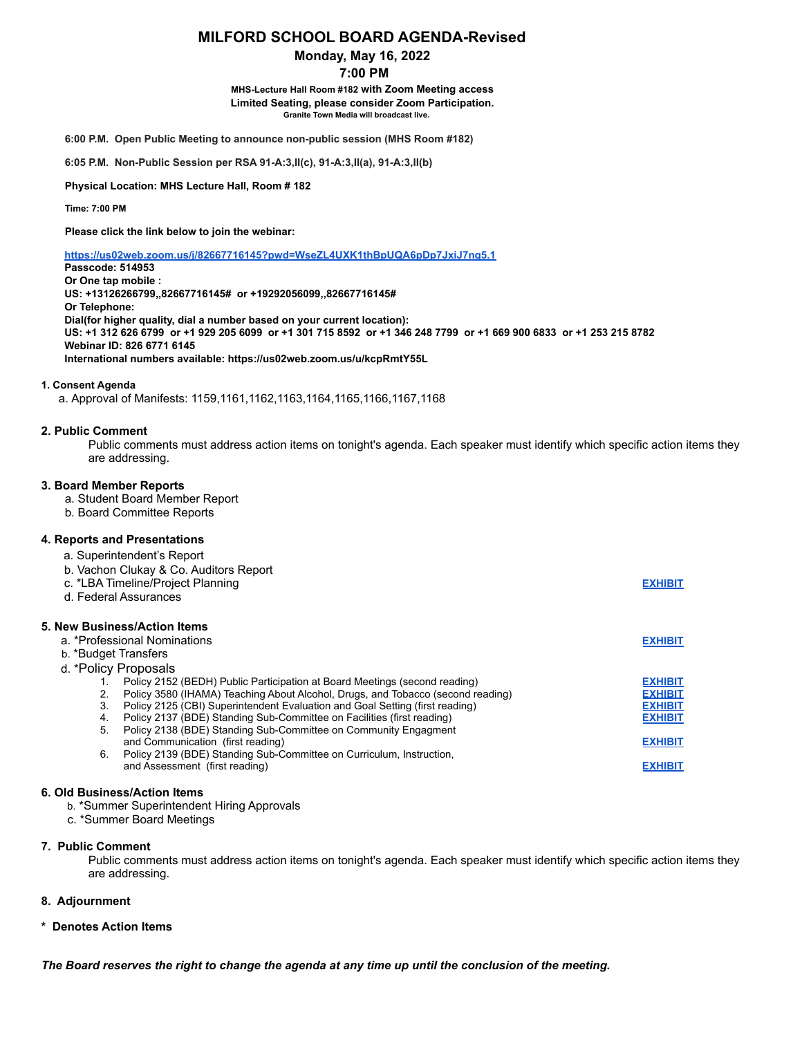# MILFORD SCHOOL BOARD AGENDA-Revised

**Monday, May 16, 2022**

**7:00 PM**

**MHS-Lecture Hall Room #182 with Zoom Meeting access**
**Limited Seating, please consider Zoom Participation.**
**Granite Town Media will broadcast live.**

**6:00 P.M. Open Public Meeting to announce non-public session (MHS Room #182)**

**6:05 P.M. Non-Public Session per RSA 91-A:3,II(c), 91-A:3,II(a), 91-A:3,II(b)**

**Physical Location: MHS Lecture Hall, Room # 182**

**Time: 7:00 PM**

**Please click the link below to join the webinar:**

**https://us02web.zoom.us/j/82667716145?pwd=WseZL4UXK1thBpUQA6pDp7JxiJ7nq5.1**
**Passcode: 514953**
**Or One tap mobile :**
**US: +13126266799,,82667716145# or +19292056099,,82667716145#**
**Or Telephone:**
**Dial(for higher quality, dial a number based on your current location):**
**US: +1 312 626 6799 or +1 929 205 6099 or +1 301 715 8592 or +1 346 248 7799 or +1 669 900 6833 or +1 253 215 8782**
**Webinar ID: 826 6771 6145**
**International numbers available: https://us02web.zoom.us/u/kcpRmtY55L**

**1. Consent Agenda**

a. Approval of Manifests: 1159,1161,1162,1163,1164,1165,1166,1167,1168

**2. Public Comment**

Public comments must address action items on tonight's agenda. Each speaker must identify which specific action items they are addressing.

**3. Board Member Reports**

a. Student Board Member Report
b. Board Committee Reports

**4. Reports and Presentations**

a. Superintendent's Report
b. Vachon Clukay & Co. Auditors Report
c. *LBA Timeline/Project Planning — EXHIBIT
d. Federal Assurances

**5. New Business/Action Items**

a. *Professional Nominations — EXHIBIT
b. *Budget Transfers
d. *Policy Proposals
  1. Policy 2152 (BEDH) Public Participation at Board Meetings (second reading) — EXHIBIT
  2. Policy 3580 (IHAMA) Teaching About Alcohol, Drugs, and Tobacco (second reading) — EXHIBIT
  3. Policy 2125 (CBI) Superintendent Evaluation and Goal Setting (first reading) — EXHIBIT
  4. Policy 2137 (BDE) Standing Sub-Committee on Facilities (first reading) — EXHIBIT
  5. Policy 2138 (BDE) Standing Sub-Committee on Community Engagment and Communication (first reading) — EXHIBIT
  6. Policy 2139 (BDE) Standing Sub-Committee on Curriculum, Instruction, and Assessment (first reading) — EXHIBIT

**6. Old Business/Action Items**

b. *Summer Superintendent Hiring Approvals
c. *Summer Board Meetings

**7. Public Comment**

Public comments must address action items on tonight's agenda. Each speaker must identify which specific action items they are addressing.

**8. Adjournment**

**\* Denotes Action Items**

***The Board reserves the right to change the agenda at any time up until the conclusion of the meeting.***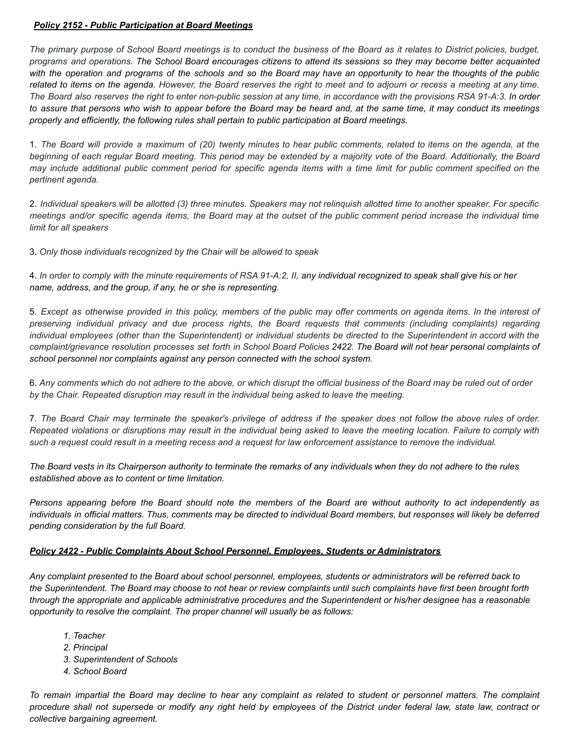***Policy 2152 - Public Participation at Board Meetings***

*The primary purpose of School Board meetings is to conduct the business of the Board as it relates to District policies, budget, programs and operations. The School Board encourages citizens to attend its sessions so they may become better acquainted with the operation and programs of the schools and so the Board may have an opportunity to hear the thoughts of the public related to items on the agenda. However, the Board reserves the right to meet and to adjourn or recess a meeting at any time. The Board also reserves the right to enter non-public session at any time, in accordance with the provisions RSA 91-A:3. In order to assure that persons who wish to appear before the Board may be heard and, at the same time, it may conduct its meetings properly and efficiently, the following rules shall pertain to public participation at Board meetings.*

1. *The Board will provide a maximum of (20) twenty minutes to hear public comments, related to items on the agenda, at the beginning of each regular Board meeting. This period may be extended by a majority vote of the Board. Additionally, the Board may include additional public comment period for specific agenda items with a time limit for public comment specified on the pertinent agenda.*

2. *Individual speakers will be allotted (3) three minutes. Speakers may not relinquish allotted time to another speaker. For specific meetings and/or specific agenda items, the Board may at the outset of the public comment period increase the individual time limit for all speakers*

3. *Only those individuals recognized by the Chair will be allowed to speak*

4. *In order to comply with the minute requirements of RSA 91-A:2, II, any individual recognized to speak shall give his or her name, address, and the group, if any, he or she is representing.*

5. *Except as otherwise provided in this policy, members of the public may offer comments on agenda items. In the interest of preserving individual privacy and due process rights, the Board requests that comments (including complaints) regarding individual employees (other than the Superintendent) or individual students be directed to the Superintendent in accord with the complaint/grievance resolution processes set forth in School Board Policies 2422. The Board will not hear personal complaints of school personnel nor complaints against any person connected with the school system.*

6. *Any comments which do not adhere to the above, or which disrupt the official business of the Board may be ruled out of order by the Chair. Repeated disruption may result in the individual being asked to leave the meeting.*

7. *The Board Chair may terminate the speaker's privilege of address if the speaker does not follow the above rules of order. Repeated violations or disruptions may result in the individual being asked to leave the meeting location. Failure to comply with such a request could result in a meeting recess and a request for law enforcement assistance to remove the individual.*

*The Board vests in its Chairperson authority to terminate the remarks of any individuals when they do not adhere to the rules established above as to content or time limitation.*

*Persons appearing before the Board should note the members of the Board are without authority to act independently as individuals in official matters. Thus, comments may be directed to individual Board members, but responses will likely be deferred pending consideration by the full Board.*

***Policy 2422 - Public Complaints About School Personnel, Employees, Students or Administrators***

*Any complaint presented to the Board about school personnel, employees, students or administrators will be referred back to the Superintendent. The Board may choose to not hear or review complaints until such complaints have first been brought forth through the appropriate and applicable administrative procedures and the Superintendent or his/her designee has a reasonable opportunity to resolve the complaint. The proper channel will usually be as follows:*

1. *Teacher*
2. *Principal*
3. *Superintendent of Schools*
4. *School Board*

*To remain impartial the Board may decline to hear any complaint as related to student or personnel matters. The complaint procedure shall not supersede or modify any right held by employees of the District under federal law, state law, contract or collective bargaining agreement.*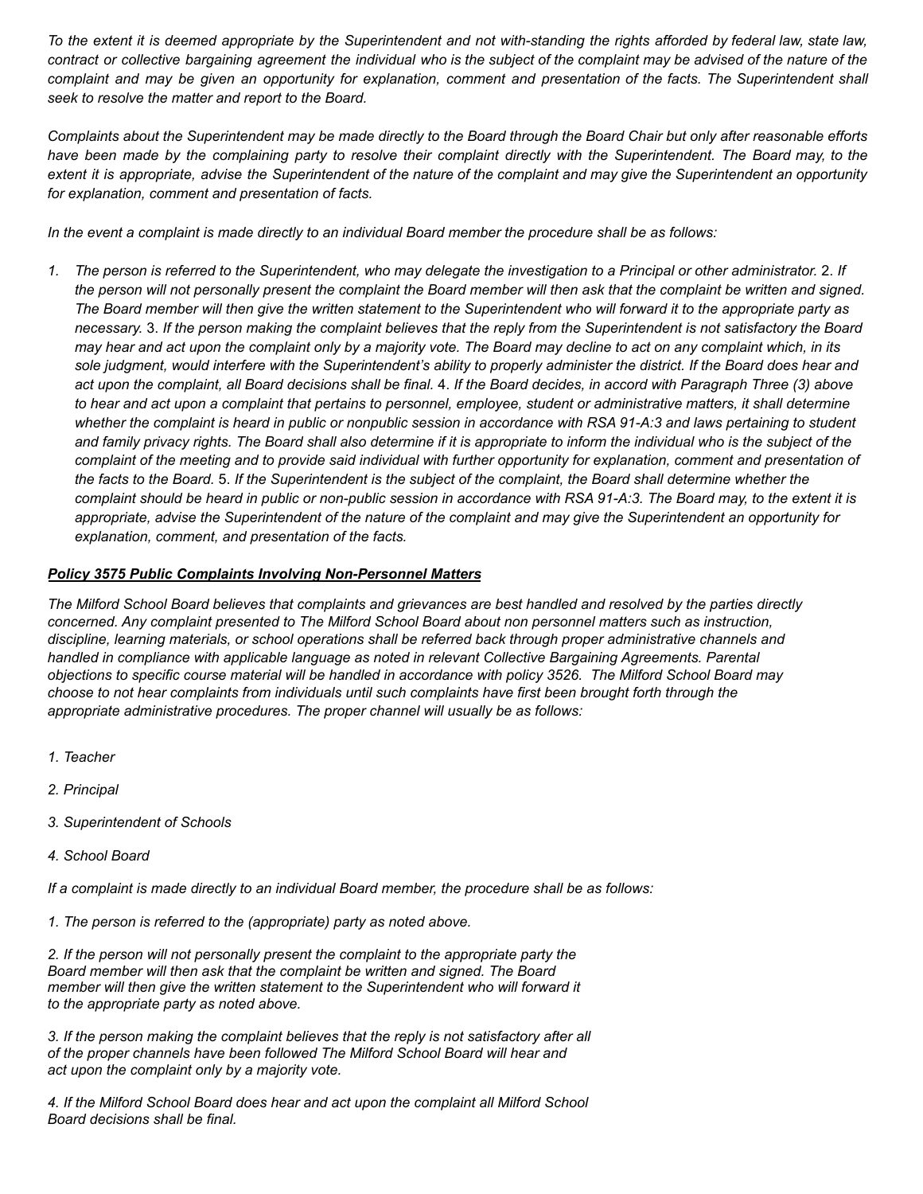*To the extent it is deemed appropriate by the Superintendent and not with-standing the rights afforded by federal law, state law, contract or collective bargaining agreement the individual who is the subject of the complaint may be advised of the nature of the complaint and may be given an opportunity for explanation, comment and presentation of the facts. The Superintendent shall seek to resolve the matter and report to the Board.*

*Complaints about the Superintendent may be made directly to the Board through the Board Chair but only after reasonable efforts have been made by the complaining party to resolve their complaint directly with the Superintendent. The Board may, to the extent it is appropriate, advise the Superintendent of the nature of the complaint and may give the Superintendent an opportunity for explanation, comment and presentation of facts.*

*In the event a complaint is made directly to an individual Board member the procedure shall be as follows:*

1. *The person is referred to the Superintendent, who may delegate the investigation to a Principal or other administrator.* 2. *If the person will not personally present the complaint the Board member will then ask that the complaint be written and signed. The Board member will then give the written statement to the Superintendent who will forward it to the appropriate party as necessary.* 3. *If the person making the complaint believes that the reply from the Superintendent is not satisfactory the Board may hear and act upon the complaint only by a majority vote. The Board may decline to act on any complaint which, in its sole judgment, would interfere with the Superintendent's ability to properly administer the district. If the Board does hear and act upon the complaint, all Board decisions shall be final.* 4. *If the Board decides, in accord with Paragraph Three (3) above to hear and act upon a complaint that pertains to personnel, employee, student or administrative matters, it shall determine whether the complaint is heard in public or nonpublic session in accordance with RSA 91-A:3 and laws pertaining to student and family privacy rights. The Board shall also determine if it is appropriate to inform the individual who is the subject of the complaint of the meeting and to provide said individual with further opportunity for explanation, comment and presentation of the facts to the Board.* 5. *If the Superintendent is the subject of the complaint, the Board shall determine whether the complaint should be heard in public or non-public session in accordance with RSA 91-A:3. The Board may, to the extent it is appropriate, advise the Superintendent of the nature of the complaint and may give the Superintendent an opportunity for explanation, comment, and presentation of the facts.*

***Policy 3575 Public Complaints Involving Non-Personnel Matters***

*The Milford School Board believes that complaints and grievances are best handled and resolved by the parties directly concerned. Any complaint presented to The Milford School Board about non personnel matters such as instruction, discipline, learning materials, or school operations shall be referred back through proper administrative channels and handled in compliance with applicable language as noted in relevant Collective Bargaining Agreements. Parental objections to specific course material will be handled in accordance with policy 3526. The Milford School Board may choose to not hear complaints from individuals until such complaints have first been brought forth through the appropriate administrative procedures. The proper channel will usually be as follows:*

1. *Teacher*
2. *Principal*
3. *Superintendent of Schools*
4. *School Board*

*If a complaint is made directly to an individual Board member, the procedure shall be as follows:*

1. *The person is referred to the (appropriate) party as noted above.*

2. *If the person will not personally present the complaint to the appropriate party the Board member will then ask that the complaint be written and signed. The Board member will then give the written statement to the Superintendent who will forward it to the appropriate party as noted above.*

3. *If the person making the complaint believes that the reply is not satisfactory after all of the proper channels have been followed The Milford School Board will hear and act upon the complaint only by a majority vote.*

4. *If the Milford School Board does hear and act upon the complaint all Milford School Board decisions shall be final.*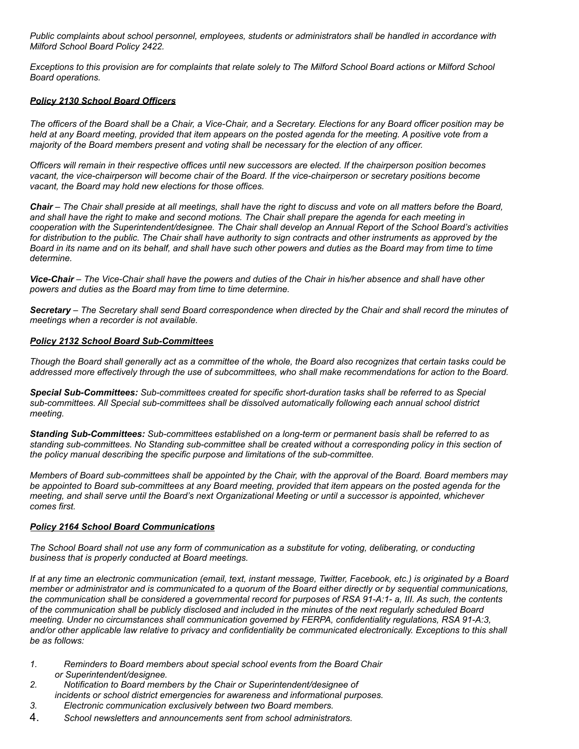*Public complaints about school personnel, employees, students or administrators shall be handled in accordance with Milford School Board Policy 2422.*

*Exceptions to this provision are for complaints that relate solely to The Milford School Board actions or Milford School Board operations.*

***Policy 2130 School Board Officers***

*The officers of the Board shall be a Chair, a Vice-Chair, and a Secretary. Elections for any Board officer position may be held at any Board meeting, provided that item appears on the posted agenda for the meeting. A positive vote from a majority of the Board members present and voting shall be necessary for the election of any officer.*

*Officers will remain in their respective offices until new successors are elected. If the chairperson position becomes vacant, the vice-chairperson will become chair of the Board. If the vice-chairperson or secretary positions become vacant, the Board may hold new elections for those offices.*

***Chair** – The Chair shall preside at all meetings, shall have the right to discuss and vote on all matters before the Board, and shall have the right to make and second motions. The Chair shall prepare the agenda for each meeting in cooperation with the Superintendent/designee. The Chair shall develop an Annual Report of the School Board's activities for distribution to the public. The Chair shall have authority to sign contracts and other instruments as approved by the Board in its name and on its behalf, and shall have such other powers and duties as the Board may from time to time determine.*

***Vice-Chair** – The Vice-Chair shall have the powers and duties of the Chair in his/her absence and shall have other powers and duties as the Board may from time to time determine.*

***Secretary** – The Secretary shall send Board correspondence when directed by the Chair and shall record the minutes of meetings when a recorder is not available.*

***Policy 2132 School Board Sub-Committees***

*Though the Board shall generally act as a committee of the whole, the Board also recognizes that certain tasks could be addressed more effectively through the use of subcommittees, who shall make recommendations for action to the Board.*

***Special Sub-Committees:** Sub-committees created for specific short-duration tasks shall be referred to as Special sub-committees. All Special sub-committees shall be dissolved automatically following each annual school district meeting.*

***Standing Sub-Committees:** Sub-committees established on a long-term or permanent basis shall be referred to as standing sub-committees. No Standing sub-committee shall be created without a corresponding policy in this section of the policy manual describing the specific purpose and limitations of the sub-committee.*

*Members of Board sub-committees shall be appointed by the Chair, with the approval of the Board. Board members may be appointed to Board sub-committees at any Board meeting, provided that item appears on the posted agenda for the meeting, and shall serve until the Board's next Organizational Meeting or until a successor is appointed, whichever comes first.*

***Policy 2164 School Board Communications***

*The School Board shall not use any form of communication as a substitute for voting, deliberating, or conducting business that is properly conducted at Board meetings.*

*If at any time an electronic communication (email, text, instant message, Twitter, Facebook, etc.) is originated by a Board member or administrator and is communicated to a quorum of the Board either directly or by sequential communications, the communication shall be considered a governmental record for purposes of RSA 91-A:1- a, III. As such, the contents of the communication shall be publicly disclosed and included in the minutes of the next regularly scheduled Board meeting. Under no circumstances shall communication governed by FERPA, confidentiality regulations, RSA 91-A:3, and/or other applicable law relative to privacy and confidentiality be communicated electronically. Exceptions to this shall be as follows:*

1. *Reminders to Board members about special school events from the Board Chair or Superintendent/designee.*
2. *Notification to Board members by the Chair or Superintendent/designee of incidents or school district emergencies for awareness and informational purposes.*
3. *Electronic communication exclusively between two Board members.*
4. *School newsletters and announcements sent from school administrators.*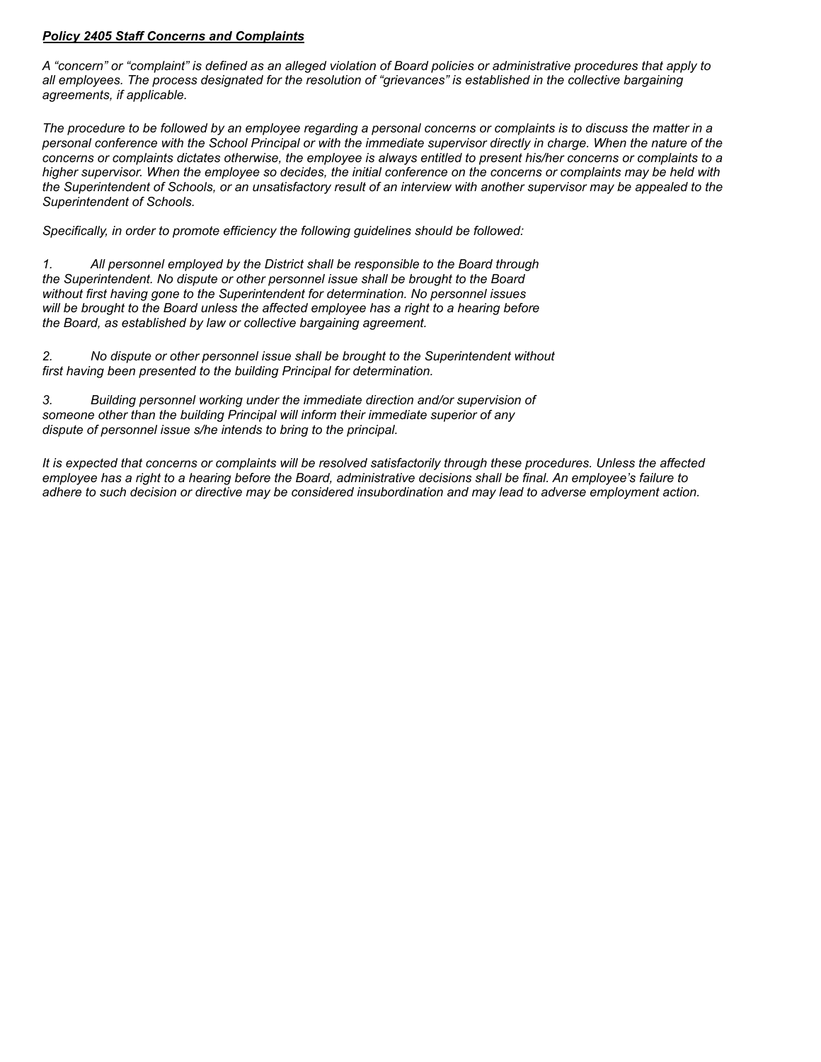***Policy 2405 Staff Concerns and Complaints***

*A "concern" or "complaint" is defined as an alleged violation of Board policies or administrative procedures that apply to all employees. The process designated for the resolution of "grievances" is established in the collective bargaining agreements, if applicable.*

*The procedure to be followed by an employee regarding a personal concerns or complaints is to discuss the matter in a personal conference with the School Principal or with the immediate supervisor directly in charge. When the nature of the concerns or complaints dictates otherwise, the employee is always entitled to present his/her concerns or complaints to a higher supervisor. When the employee so decides, the initial conference on the concerns or complaints may be held with the Superintendent of Schools, or an unsatisfactory result of an interview with another supervisor may be appealed to the Superintendent of Schools.*

*Specifically, in order to promote efficiency the following guidelines should be followed:*

1. *All personnel employed by the District shall be responsible to the Board through the Superintendent. No dispute or other personnel issue shall be brought to the Board without first having gone to the Superintendent for determination. No personnel issues will be brought to the Board unless the affected employee has a right to a hearing before the Board, as established by law or collective bargaining agreement.*

2. *No dispute or other personnel issue shall be brought to the Superintendent without first having been presented to the building Principal for determination.*

3. *Building personnel working under the immediate direction and/or supervision of someone other than the building Principal will inform their immediate superior of any dispute of personnel issue s/he intends to bring to the principal.*

*It is expected that concerns or complaints will be resolved satisfactorily through these procedures. Unless the affected employee has a right to a hearing before the Board, administrative decisions shall be final. An employee's failure to adhere to such decision or directive may be considered insubordination and may lead to adverse employment action.*